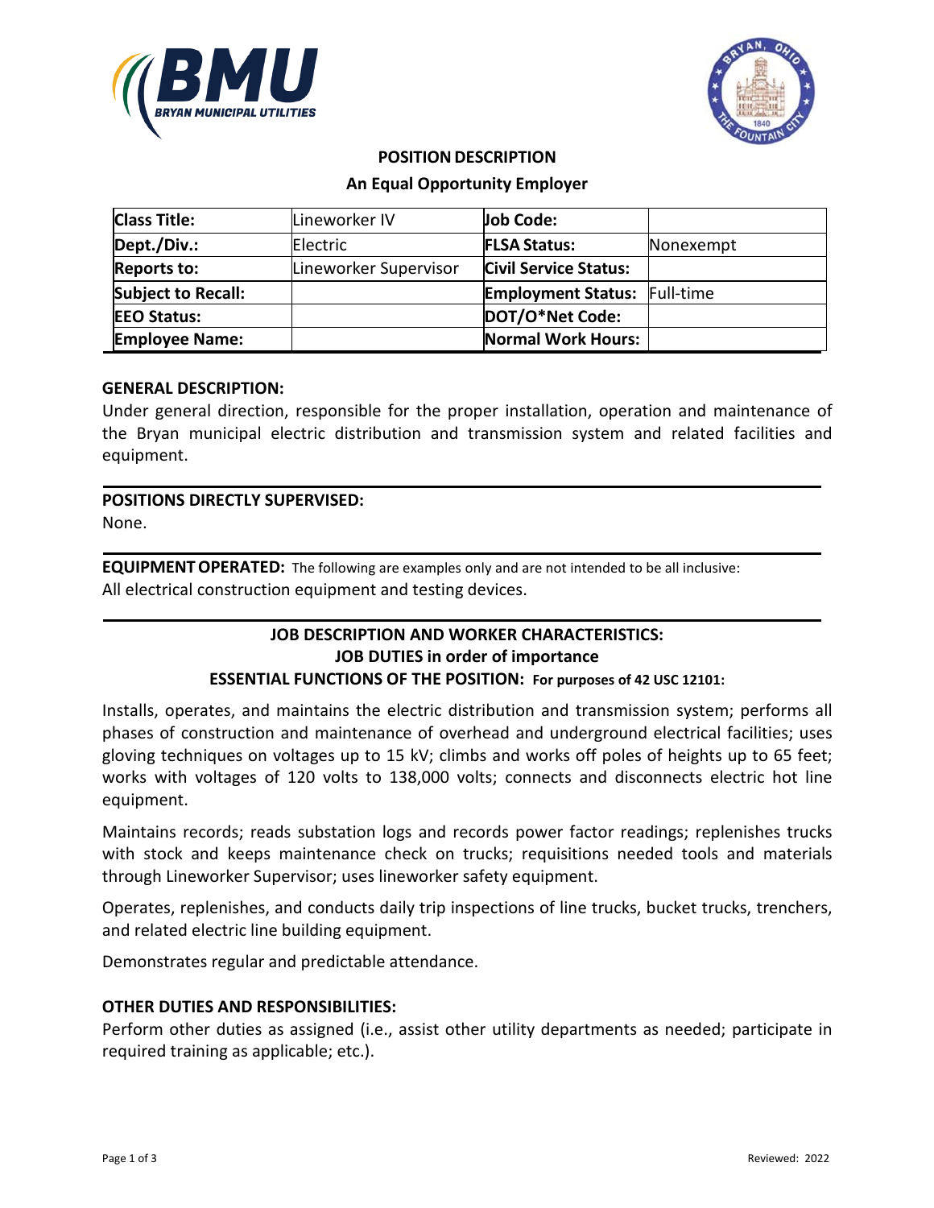## POSITION DESCRIPTION

**An Equal Opportunity Employer**

| **Class Title:** | Lineworker IV | **Job Code:** | |
|---|---|---|---|
| **Dept./Div.:** | Electric | **FLSA Status:** | Nonexempt |
| **Reports to:** | Lineworker Supervisor | **Civil Service Status:** | |
| **Subject to Recall:** | | **Employment Status:** | Full-time |
| **EEO Status:** | | **DOT/O*Net Code:** | |
| **Employee Name:** | | **Normal Work Hours:** | |

**GENERAL DESCRIPTION:**

Under general direction, responsible for the proper installation, operation and maintenance of the Bryan municipal electric distribution and transmission system and related facilities and equipment.

**POSITIONS DIRECTLY SUPERVISED:**

None.

**EQUIPMENT OPERATED:** The following are examples only and are not intended to be all inclusive:

All electrical construction equipment and testing devices.

**JOB DESCRIPTION AND WORKER CHARACTERISTICS:**

**JOB DUTIES in order of importance**

**ESSENTIAL FUNCTIONS OF THE POSITION: For purposes of 42 USC 12101:**

Installs, operates, and maintains the electric distribution and transmission system; performs all phases of construction and maintenance of overhead and underground electrical facilities; uses gloving techniques on voltages up to 15 kV; climbs and works off poles of heights up to 65 feet; works with voltages of 120 volts to 138,000 volts; connects and disconnects electric hot line equipment.

Maintains records; reads substation logs and records power factor readings; replenishes trucks with stock and keeps maintenance check on trucks; requisitions needed tools and materials through Lineworker Supervisor; uses lineworker safety equipment.

Operates, replenishes, and conducts daily trip inspections of line trucks, bucket trucks, trenchers, and related electric line building equipment.

Demonstrates regular and predictable attendance.

**OTHER DUTIES AND RESPONSIBILITIES:**

Perform other duties as assigned (i.e., assist other utility departments as needed; participate in required training as applicable; etc.).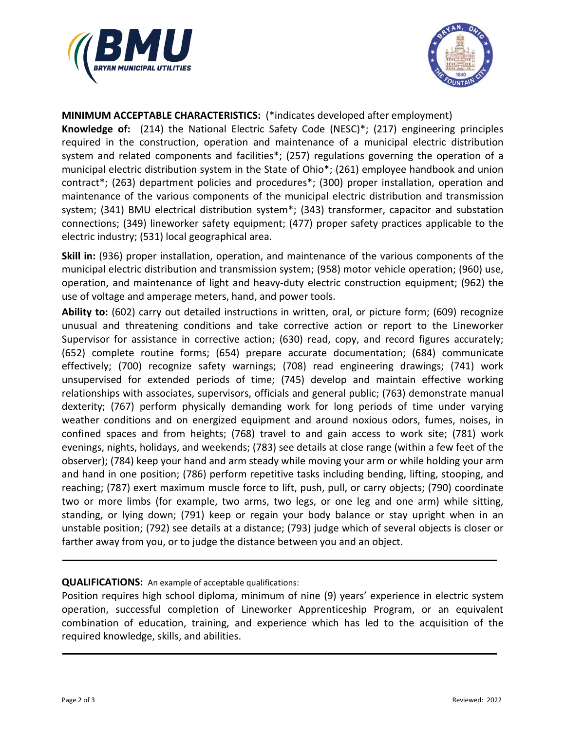**MINIMUM ACCEPTABLE CHARACTERISTICS:** (*indicates developed after employment)

**Knowledge of:** (214) the National Electric Safety Code (NESC)*; (217) engineering principles required in the construction, operation and maintenance of a municipal electric distribution system and related components and facilities*; (257) regulations governing the operation of a municipal electric distribution system in the State of Ohio*; (261) employee handbook and union contract*; (263) department policies and procedures*; (300) proper installation, operation and maintenance of the various components of the municipal electric distribution and transmission system; (341) BMU electrical distribution system*; (343) transformer, capacitor and substation connections; (349) lineworker safety equipment; (477) proper safety practices applicable to the electric industry; (531) local geographical area.

**Skill in:** (936) proper installation, operation, and maintenance of the various components of the municipal electric distribution and transmission system; (958) motor vehicle operation; (960) use, operation, and maintenance of light and heavy-duty electric construction equipment; (962) the use of voltage and amperage meters, hand, and power tools.

**Ability to:** (602) carry out detailed instructions in written, oral, or picture form; (609) recognize unusual and threatening conditions and take corrective action or report to the Lineworker Supervisor for assistance in corrective action; (630) read, copy, and record figures accurately; (652) complete routine forms; (654) prepare accurate documentation; (684) communicate effectively; (700) recognize safety warnings; (708) read engineering drawings; (741) work unsupervised for extended periods of time; (745) develop and maintain effective working relationships with associates, supervisors, officials and general public; (763) demonstrate manual dexterity; (767) perform physically demanding work for long periods of time under varying weather conditions and on energized equipment and around noxious odors, fumes, noises, in confined spaces and from heights; (768) travel to and gain access to work site; (781) work evenings, nights, holidays, and weekends; (783) see details at close range (within a few feet of the observer); (784) keep your hand and arm steady while moving your arm or while holding your arm and hand in one position; (786) perform repetitive tasks including bending, lifting, stooping, and reaching; (787) exert maximum muscle force to lift, push, pull, or carry objects; (790) coordinate two or more limbs (for example, two arms, two legs, or one leg and one arm) while sitting, standing, or lying down; (791) keep or regain your body balance or stay upright when in an unstable position; (792) see details at a distance; (793) judge which of several objects is closer or farther away from you, or to judge the distance between you and an object.

---

**QUALIFICATIONS:** An example of acceptable qualifications:

Position requires high school diploma, minimum of nine (9) years' experience in electric system operation, successful completion of Lineworker Apprenticeship Program, or an equivalent combination of education, training, and experience which has led to the acquisition of the required knowledge, skills, and abilities.

---

Reviewed: 2022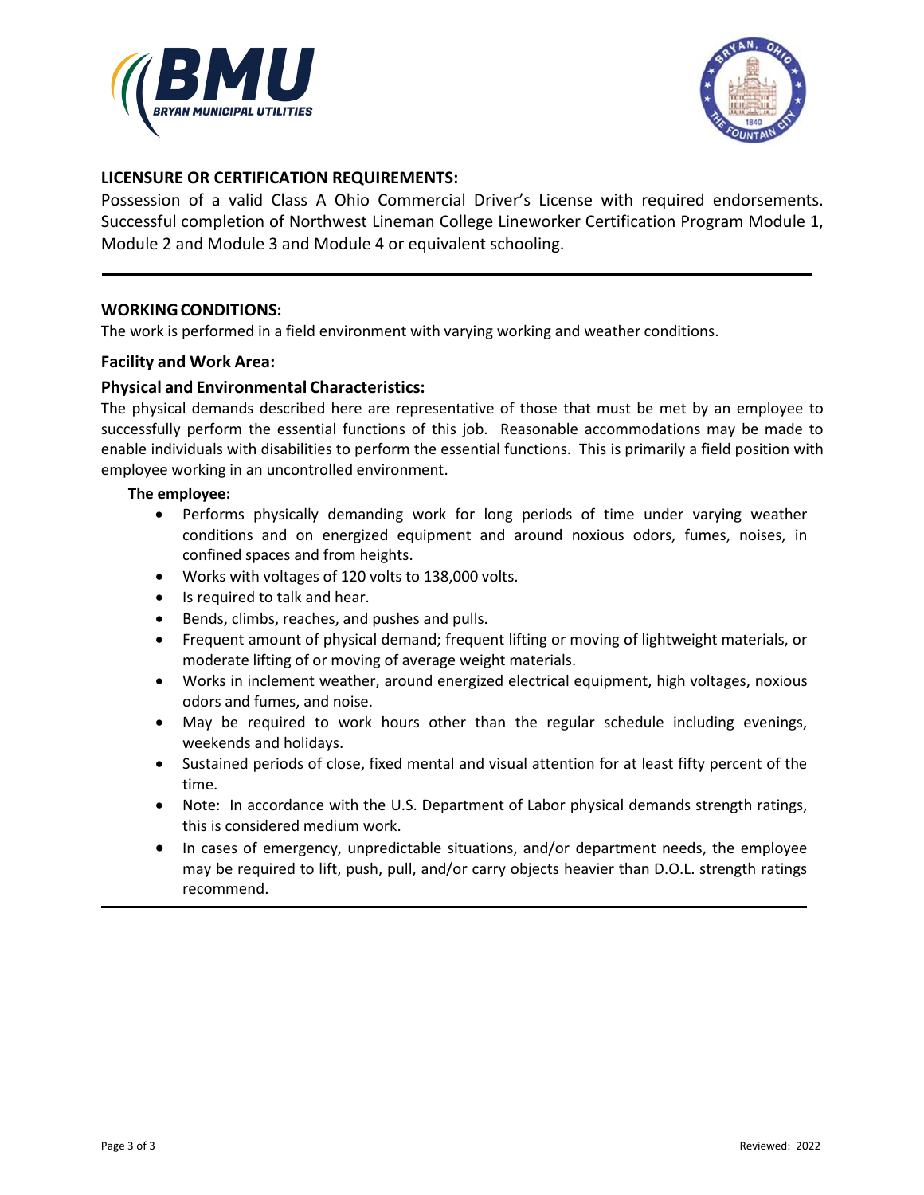## LICENSURE OR CERTIFICATION REQUIREMENTS:

Possession of a valid Class A Ohio Commercial Driver's License with required endorsements. Successful completion of Northwest Lineman College Lineworker Certification Program Module 1, Module 2 and Module 3 and Module 4 or equivalent schooling.

---

## WORKING CONDITIONS:

The work is performed in a field environment with varying working and weather conditions.

### Facility and Work Area:

### Physical and Environmental Characteristics:

The physical demands described here are representative of those that must be met by an employee to successfully perform the essential functions of this job. Reasonable accommodations may be made to enable individuals with disabilities to perform the essential functions. This is primarily a field position with employee working in an uncontrolled environment.

**The employee:**

- Performs physically demanding work for long periods of time under varying weather conditions and on energized equipment and around noxious odors, fumes, noises, in confined spaces and from heights.
- Works with voltages of 120 volts to 138,000 volts.
- Is required to talk and hear.
- Bends, climbs, reaches, and pushes and pulls.
- Frequent amount of physical demand; frequent lifting or moving of lightweight materials, or moderate lifting of or moving of average weight materials.
- Works in inclement weather, around energized electrical equipment, high voltages, noxious odors and fumes, and noise.
- May be required to work hours other than the regular schedule including evenings, weekends and holidays.
- Sustained periods of close, fixed mental and visual attention for at least fifty percent of the time.
- Note: In accordance with the U.S. Department of Labor physical demands strength ratings, this is considered medium work.
- In cases of emergency, unpredictable situations, and/or department needs, the employee may be required to lift, push, pull, and/or carry objects heavier than D.O.L. strength ratings recommend.

---

Reviewed: 2022